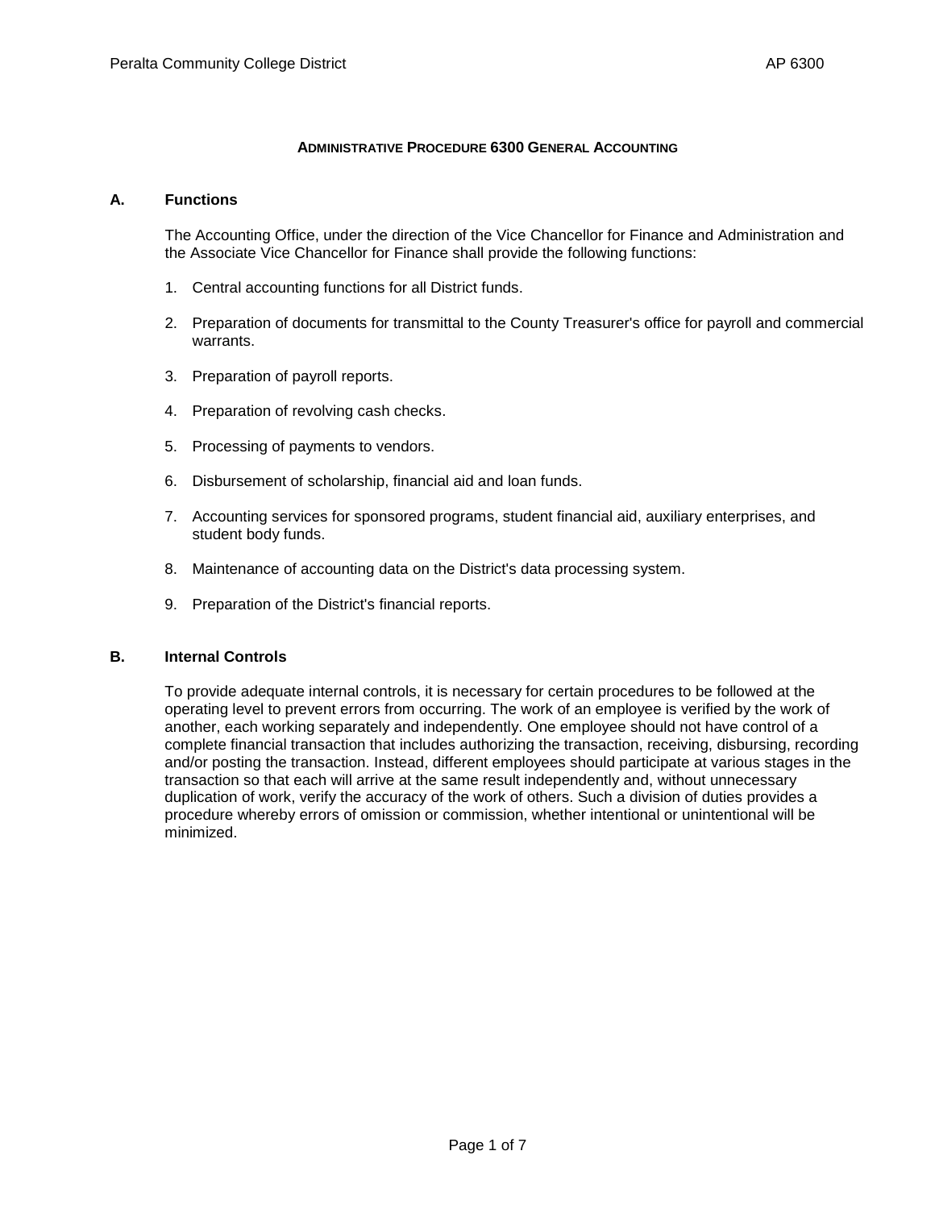# Administrative Procedure 6300 General Accounting

## A. Functions

The Accounting Office, under the direction of the Vice Chancellor for Finance and Administration and the Associate Vice Chancellor for Finance shall provide the following functions:

1. Central accounting functions for all District funds.
2. Preparation of documents for transmittal to the County Treasurer's office for payroll and commercial warrants.
3. Preparation of payroll reports.
4. Preparation of revolving cash checks.
5. Processing of payments to vendors.
6. Disbursement of scholarship, financial aid and loan funds.
7. Accounting services for sponsored programs, student financial aid, auxiliary enterprises, and student body funds.
8. Maintenance of accounting data on the District's data processing system.
9. Preparation of the District's financial reports.

## B. Internal Controls

To provide adequate internal controls, it is necessary for certain procedures to be followed at the operating level to prevent errors from occurring. The work of an employee is verified by the work of another, each working separately and independently. One employee should not have control of a complete financial transaction that includes authorizing the transaction, receiving, disbursing, recording and/or posting the transaction. Instead, different employees should participate at various stages in the transaction so that each will arrive at the same result independently and, without unnecessary duplication of work, verify the accuracy of the work of others. Such a division of duties provides a procedure whereby errors of omission or commission, whether intentional or unintentional will be minimized.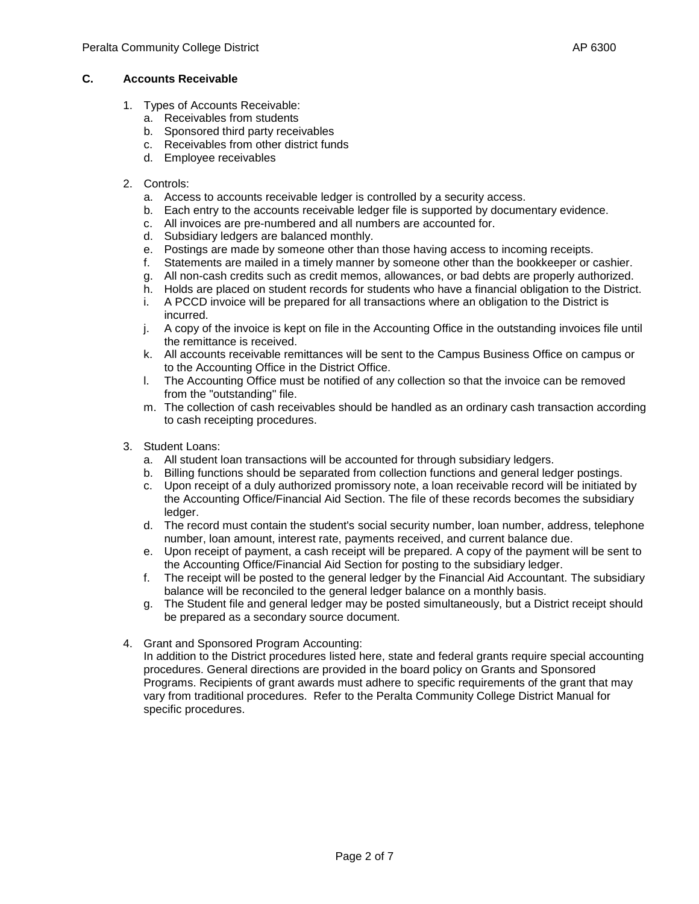## C. Accounts Receivable

1. Types of Accounts Receivable:
   a. Receivables from students
   b. Sponsored third party receivables
   c. Receivables from other district funds
   d. Employee receivables

2. Controls:
   a. Access to accounts receivable ledger is controlled by a security access.
   b. Each entry to the accounts receivable ledger file is supported by documentary evidence.
   c. All invoices are pre-numbered and all numbers are accounted for.
   d. Subsidiary ledgers are balanced monthly.
   e. Postings are made by someone other than those having access to incoming receipts.
   f. Statements are mailed in a timely manner by someone other than the bookkeeper or cashier.
   g. All non-cash credits such as credit memos, allowances, or bad debts are properly authorized.
   h. Holds are placed on student records for students who have a financial obligation to the District.
   i. A PCCD invoice will be prepared for all transactions where an obligation to the District is incurred.
   j. A copy of the invoice is kept on file in the Accounting Office in the outstanding invoices file until the remittance is received.
   k. All accounts receivable remittances will be sent to the Campus Business Office on campus or to the Accounting Office in the District Office.
   l. The Accounting Office must be notified of any collection so that the invoice can be removed from the "outstanding" file.
   m. The collection of cash receivables should be handled as an ordinary cash transaction according to cash receipting procedures.

3. Student Loans:
   a. All student loan transactions will be accounted for through subsidiary ledgers.
   b. Billing functions should be separated from collection functions and general ledger postings.
   c. Upon receipt of a duly authorized promissory note, a loan receivable record will be initiated by the Accounting Office/Financial Aid Section. The file of these records becomes the subsidiary ledger.
   d. The record must contain the student's social security number, loan number, address, telephone number, loan amount, interest rate, payments received, and current balance due.
   e. Upon receipt of payment, a cash receipt will be prepared. A copy of the payment will be sent to the Accounting Office/Financial Aid Section for posting to the subsidiary ledger.
   f. The receipt will be posted to the general ledger by the Financial Aid Accountant. The subsidiary balance will be reconciled to the general ledger balance on a monthly basis.
   g. The Student file and general ledger may be posted simultaneously, but a District receipt should be prepared as a secondary source document.

4. Grant and Sponsored Program Accounting:
   In addition to the District procedures listed here, state and federal grants require special accounting procedures. General directions are provided in the board policy on Grants and Sponsored Programs. Recipients of grant awards must adhere to specific requirements of the grant that may vary from traditional procedures. Refer to the Peralta Community College District Manual for specific procedures.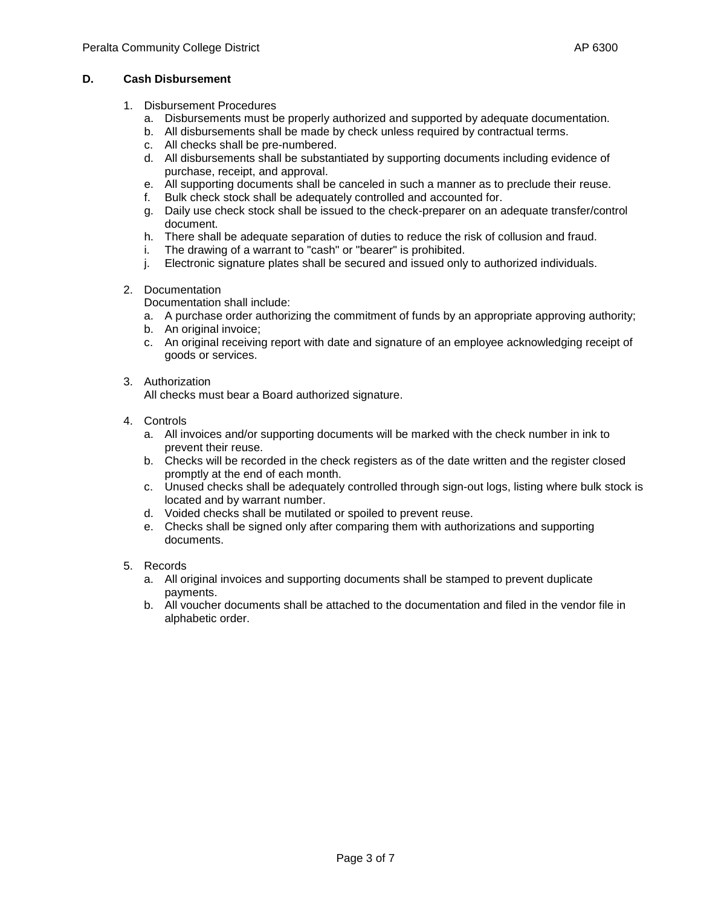## D. Cash Disbursement

1. Disbursement Procedures
   a. Disbursements must be properly authorized and supported by adequate documentation.
   b. All disbursements shall be made by check unless required by contractual terms.
   c. All checks shall be pre-numbered.
   d. All disbursements shall be substantiated by supporting documents including evidence of purchase, receipt, and approval.
   e. All supporting documents shall be canceled in such a manner as to preclude their reuse.
   f. Bulk check stock shall be adequately controlled and accounted for.
   g. Daily use check stock shall be issued to the check-preparer on an adequate transfer/control document.
   h. There shall be adequate separation of duties to reduce the risk of collusion and fraud.
   i. The drawing of a warrant to "cash" or "bearer" is prohibited.
   j. Electronic signature plates shall be secured and issued only to authorized individuals.

2. Documentation
   Documentation shall include:
   a. A purchase order authorizing the commitment of funds by an appropriate approving authority;
   b. An original invoice;
   c. An original receiving report with date and signature of an employee acknowledging receipt of goods or services.

3. Authorization
   All checks must bear a Board authorized signature.

4. Controls
   a. All invoices and/or supporting documents will be marked with the check number in ink to prevent their reuse.
   b. Checks will be recorded in the check registers as of the date written and the register closed promptly at the end of each month.
   c. Unused checks shall be adequately controlled through sign-out logs, listing where bulk stock is located and by warrant number.
   d. Voided checks shall be mutilated or spoiled to prevent reuse.
   e. Checks shall be signed only after comparing them with authorizations and supporting documents.

5. Records
   a. All original invoices and supporting documents shall be stamped to prevent duplicate payments.
   b. All voucher documents shall be attached to the documentation and filed in the vendor file in alphabetic order.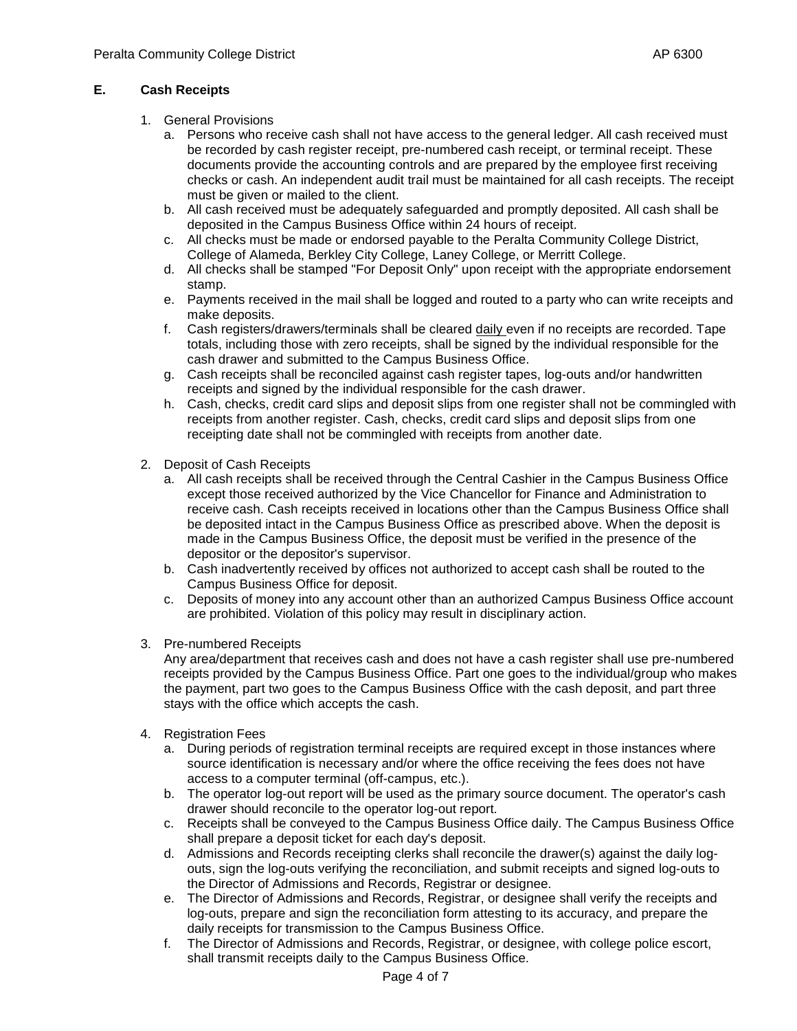## E. Cash Receipts

1. General Provisions
   a. Persons who receive cash shall not have access to the general ledger. All cash received must be recorded by cash register receipt, pre-numbered cash receipt, or terminal receipt. These documents provide the accounting controls and are prepared by the employee first receiving checks or cash. An independent audit trail must be maintained for all cash receipts. The receipt must be given or mailed to the client.
   b. All cash received must be adequately safeguarded and promptly deposited. All cash shall be deposited in the Campus Business Office within 24 hours of receipt.
   c. All checks must be made or endorsed payable to the Peralta Community College District, College of Alameda, Berkley City College, Laney College, or Merritt College.
   d. All checks shall be stamped "For Deposit Only" upon receipt with the appropriate endorsement stamp.
   e. Payments received in the mail shall be logged and routed to a party who can write receipts and make deposits.
   f. Cash registers/drawers/terminals shall be cleared daily even if no receipts are recorded. Tape totals, including those with zero receipts, shall be signed by the individual responsible for the cash drawer and submitted to the Campus Business Office.
   g. Cash receipts shall be reconciled against cash register tapes, log-outs and/or handwritten receipts and signed by the individual responsible for the cash drawer.
   h. Cash, checks, credit card slips and deposit slips from one register shall not be commingled with receipts from another register. Cash, checks, credit card slips and deposit slips from one receipting date shall not be commingled with receipts from another date.

2. Deposit of Cash Receipts
   a. All cash receipts shall be received through the Central Cashier in the Campus Business Office except those received authorized by the Vice Chancellor for Finance and Administration to receive cash. Cash receipts received in locations other than the Campus Business Office shall be deposited intact in the Campus Business Office as prescribed above. When the deposit is made in the Campus Business Office, the deposit must be verified in the presence of the depositor or the depositor's supervisor.
   b. Cash inadvertently received by offices not authorized to accept cash shall be routed to the Campus Business Office for deposit.
   c. Deposits of money into any account other than an authorized Campus Business Office account are prohibited. Violation of this policy may result in disciplinary action.

3. Pre-numbered Receipts

   Any area/department that receives cash and does not have a cash register shall use pre-numbered receipts provided by the Campus Business Office. Part one goes to the individual/group who makes the payment, part two goes to the Campus Business Office with the cash deposit, and part three stays with the office which accepts the cash.

4. Registration Fees
   a. During periods of registration terminal receipts are required except in those instances where source identification is necessary and/or where the office receiving the fees does not have access to a computer terminal (off-campus, etc.).
   b. The operator log-out report will be used as the primary source document. The operator's cash drawer should reconcile to the operator log-out report.
   c. Receipts shall be conveyed to the Campus Business Office daily. The Campus Business Office shall prepare a deposit ticket for each day's deposit.
   d. Admissions and Records receipting clerks shall reconcile the drawer(s) against the daily log-outs, sign the log-outs verifying the reconciliation, and submit receipts and signed log-outs to the Director of Admissions and Records, Registrar or designee.
   e. The Director of Admissions and Records, Registrar, or designee shall verify the receipts and log-outs, prepare and sign the reconciliation form attesting to its accuracy, and prepare the daily receipts for transmission to the Campus Business Office.
   f. The Director of Admissions and Records, Registrar, or designee, with college police escort, shall transmit receipts daily to the Campus Business Office.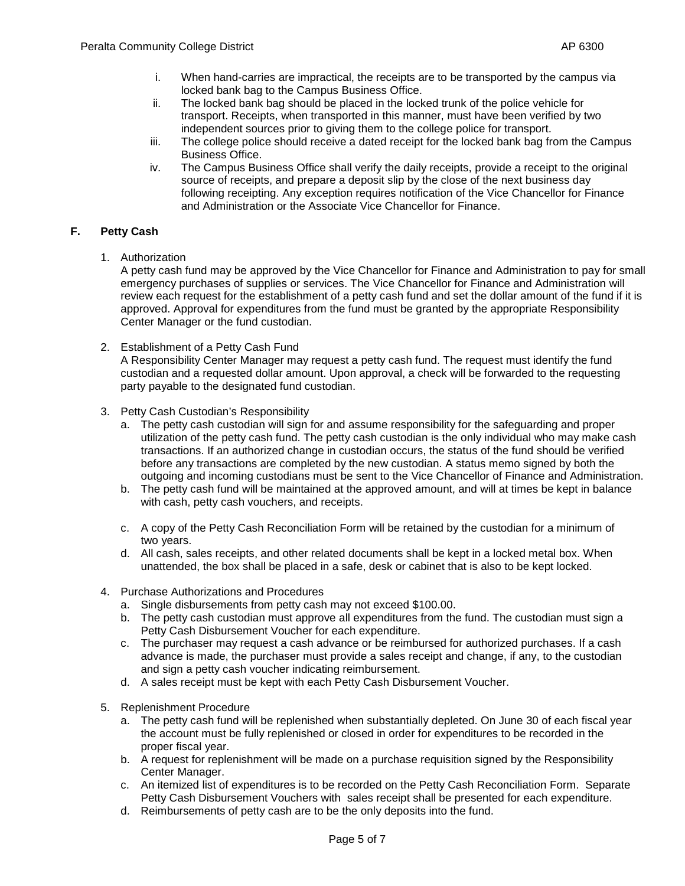i. When hand-carries are impractical, the receipts are to be transported by the campus via locked bank bag to the Campus Business Office.
   ii. The locked bank bag should be placed in the locked trunk of the police vehicle for transport. Receipts, when transported in this manner, must have been verified by two independent sources prior to giving them to the college police for transport.
   iii. The college police should receive a dated receipt for the locked bank bag from the Campus Business Office.
   iv. The Campus Business Office shall verify the daily receipts, provide a receipt to the original source of receipts, and prepare a deposit slip by the close of the next business day following receipting. Any exception requires notification of the Vice Chancellor for Finance and Administration or the Associate Vice Chancellor for Finance.

## F. Petty Cash

1. Authorization
   A petty cash fund may be approved by the Vice Chancellor for Finance and Administration to pay for small emergency purchases of supplies or services. The Vice Chancellor for Finance and Administration will review each request for the establishment of a petty cash fund and set the dollar amount of the fund if it is approved. Approval for expenditures from the fund must be granted by the appropriate Responsibility Center Manager or the fund custodian.

2. Establishment of a Petty Cash Fund
   A Responsibility Center Manager may request a petty cash fund. The request must identify the fund custodian and a requested dollar amount. Upon approval, a check will be forwarded to the requesting party payable to the designated fund custodian.

3. Petty Cash Custodian's Responsibility
   a. The petty cash custodian will sign for and assume responsibility for the safeguarding and proper utilization of the petty cash fund. The petty cash custodian is the only individual who may make cash transactions. If an authorized change in custodian occurs, the status of the fund should be verified before any transactions are completed by the new custodian. A status memo signed by both the outgoing and incoming custodians must be sent to the Vice Chancellor of Finance and Administration.
   b. The petty cash fund will be maintained at the approved amount, and will at times be kept in balance with cash, petty cash vouchers, and receipts.
   c. A copy of the Petty Cash Reconciliation Form will be retained by the custodian for a minimum of two years.
   d. All cash, sales receipts, and other related documents shall be kept in a locked metal box. When unattended, the box shall be placed in a safe, desk or cabinet that is also to be kept locked.

4. Purchase Authorizations and Procedures
   a. Single disbursements from petty cash may not exceed $100.00.
   b. The petty cash custodian must approve all expenditures from the fund. The custodian must sign a Petty Cash Disbursement Voucher for each expenditure.
   c. The purchaser may request a cash advance or be reimbursed for authorized purchases. If a cash advance is made, the purchaser must provide a sales receipt and change, if any, to the custodian and sign a petty cash voucher indicating reimbursement.
   d. A sales receipt must be kept with each Petty Cash Disbursement Voucher.

5. Replenishment Procedure
   a. The petty cash fund will be replenished when substantially depleted. On June 30 of each fiscal year the account must be fully replenished or closed in order for expenditures to be recorded in the proper fiscal year.
   b. A request for replenishment will be made on a purchase requisition signed by the Responsibility Center Manager.
   c. An itemized list of expenditures is to be recorded on the Petty Cash Reconciliation Form. Separate Petty Cash Disbursement Vouchers with sales receipt shall be presented for each expenditure.
   d. Reimbursements of petty cash are to be the only deposits into the fund.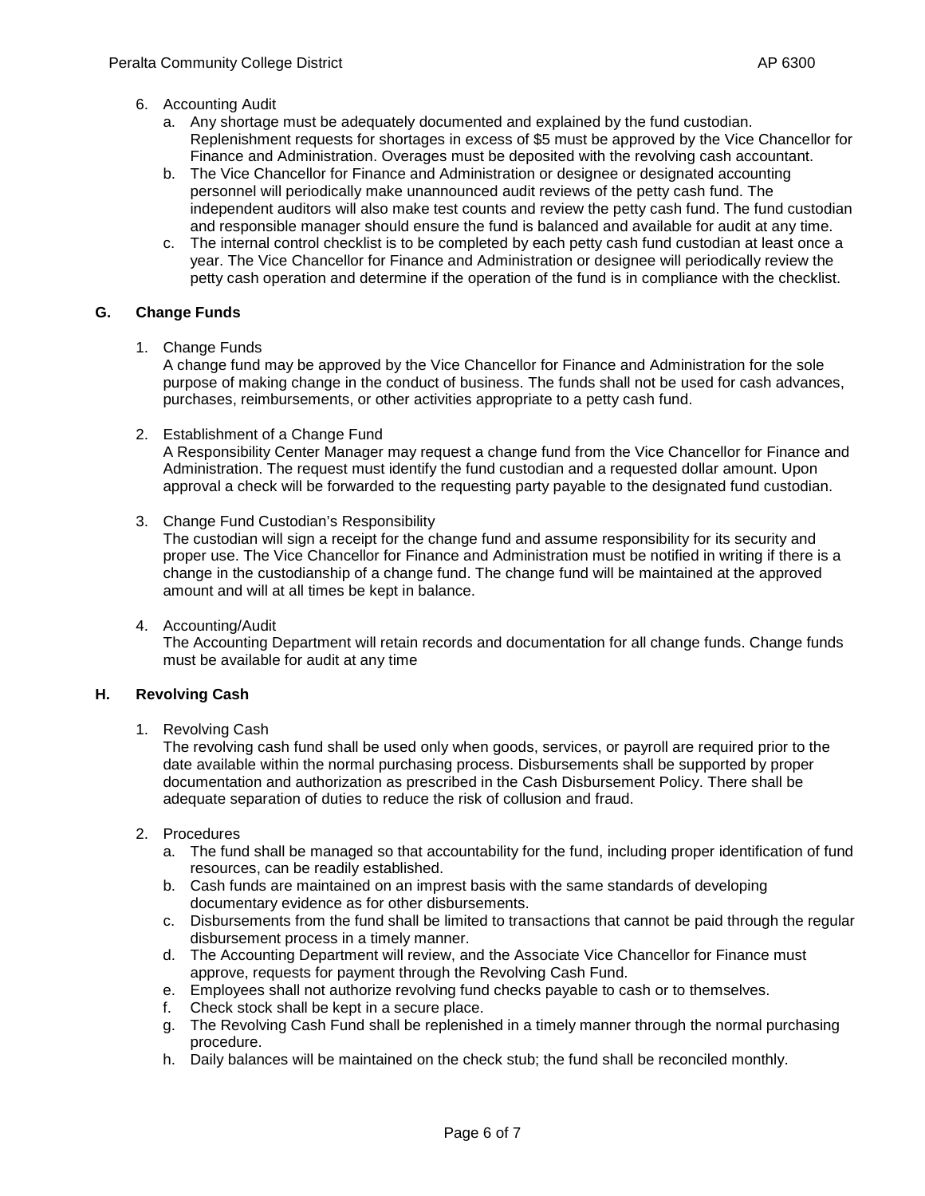6. Accounting Audit
   a. Any shortage must be adequately documented and explained by the fund custodian. Replenishment requests for shortages in excess of $5 must be approved by the Vice Chancellor for Finance and Administration. Overages must be deposited with the revolving cash accountant.
   b. The Vice Chancellor for Finance and Administration or designee or designated accounting personnel will periodically make unannounced audit reviews of the petty cash fund. The independent auditors will also make test counts and review the petty cash fund. The fund custodian and responsible manager should ensure the fund is balanced and available for audit at any time.
   c. The internal control checklist is to be completed by each petty cash fund custodian at least once a year. The Vice Chancellor for Finance and Administration or designee will periodically review the petty cash operation and determine if the operation of the fund is in compliance with the checklist.

## G. Change Funds

1. Change Funds
   A change fund may be approved by the Vice Chancellor for Finance and Administration for the sole purpose of making change in the conduct of business. The funds shall not be used for cash advances, purchases, reimbursements, or other activities appropriate to a petty cash fund.

2. Establishment of a Change Fund
   A Responsibility Center Manager may request a change fund from the Vice Chancellor for Finance and Administration. The request must identify the fund custodian and a requested dollar amount. Upon approval a check will be forwarded to the requesting party payable to the designated fund custodian.

3. Change Fund Custodian's Responsibility
   The custodian will sign a receipt for the change fund and assume responsibility for its security and proper use. The Vice Chancellor for Finance and Administration must be notified in writing if there is a change in the custodianship of a change fund. The change fund will be maintained at the approved amount and will at all times be kept in balance.

4. Accounting/Audit
   The Accounting Department will retain records and documentation for all change funds. Change funds must be available for audit at any time

## H. Revolving Cash

1. Revolving Cash
   The revolving cash fund shall be used only when goods, services, or payroll are required prior to the date available within the normal purchasing process. Disbursements shall be supported by proper documentation and authorization as prescribed in the Cash Disbursement Policy. There shall be adequate separation of duties to reduce the risk of collusion and fraud.

2. Procedures
   a. The fund shall be managed so that accountability for the fund, including proper identification of fund resources, can be readily established.
   b. Cash funds are maintained on an imprest basis with the same standards of developing documentary evidence as for other disbursements.
   c. Disbursements from the fund shall be limited to transactions that cannot be paid through the regular disbursement process in a timely manner.
   d. The Accounting Department will review, and the Associate Vice Chancellor for Finance must approve, requests for payment through the Revolving Cash Fund.
   e. Employees shall not authorize revolving fund checks payable to cash or to themselves.
   f. Check stock shall be kept in a secure place.
   g. The Revolving Cash Fund shall be replenished in a timely manner through the normal purchasing procedure.
   h. Daily balances will be maintained on the check stub; the fund shall be reconciled monthly.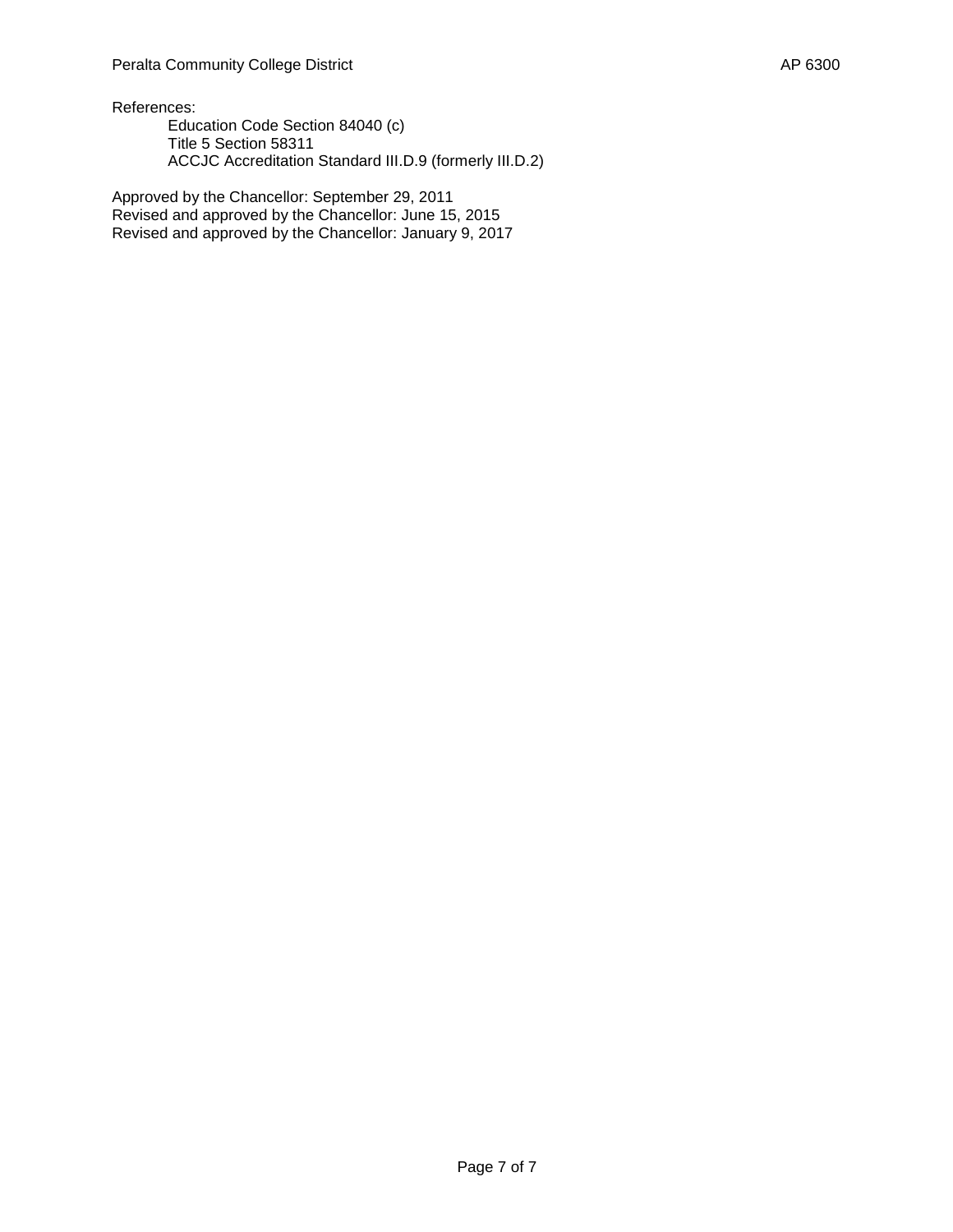References:

- Education Code Section 84040 (c)
- Title 5 Section 58311
- ACCJC Accreditation Standard III.D.9 (formerly III.D.2)

Approved by the Chancellor: September 29, 2011
Revised and approved by the Chancellor: June 15, 2015
Revised and approved by the Chancellor: January 9, 2017